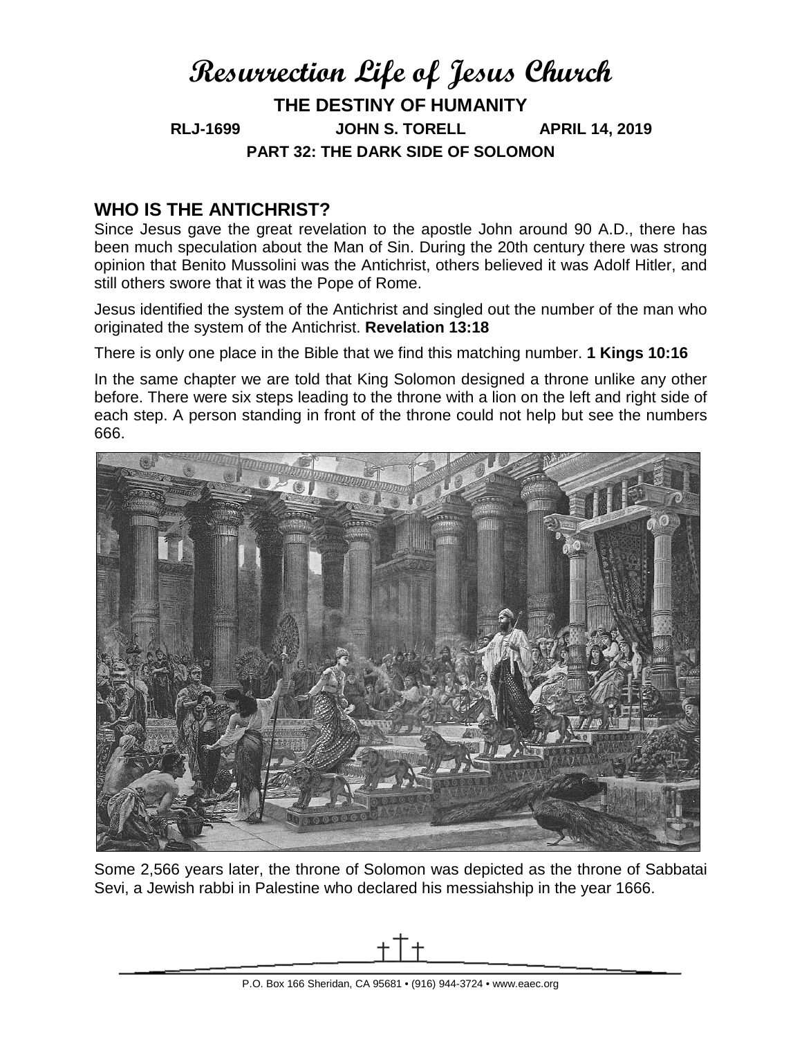# Resurrection Life of Jesus Church

## THE DESTINY OF HUMANITY

**RLJ-1699 JOHN S. TORELL APRIL 14, 2019**

**PART 32: THE DARK SIDE OF SOLOMON**

## WHO IS THE ANTICHRIST?

Since Jesus gave the great revelation to the apostle John around 90 A.D., there has been much speculation about the Man of Sin. During the 20th century there was strong opinion that Benito Mussolini was the Antichrist, others believed it was Adolf Hitler, and still others swore that it was the Pope of Rome.

Jesus identified the system of the Antichrist and singled out the number of the man who originated the system of the Antichrist. **Revelation 13:18**

There is only one place in the Bible that we find this matching number. **1 Kings 10:16**

In the same chapter we are told that King Solomon designed a throne unlike any other before. There were six steps leading to the throne with a lion on the left and right side of each step. A person standing in front of the throne could not help but see the numbers 666.

Some 2,566 years later, the throne of Solomon was depicted as the throne of Sabbatai Sevi, a Jewish rabbi in Palestine who declared his messiahship in the year 1666.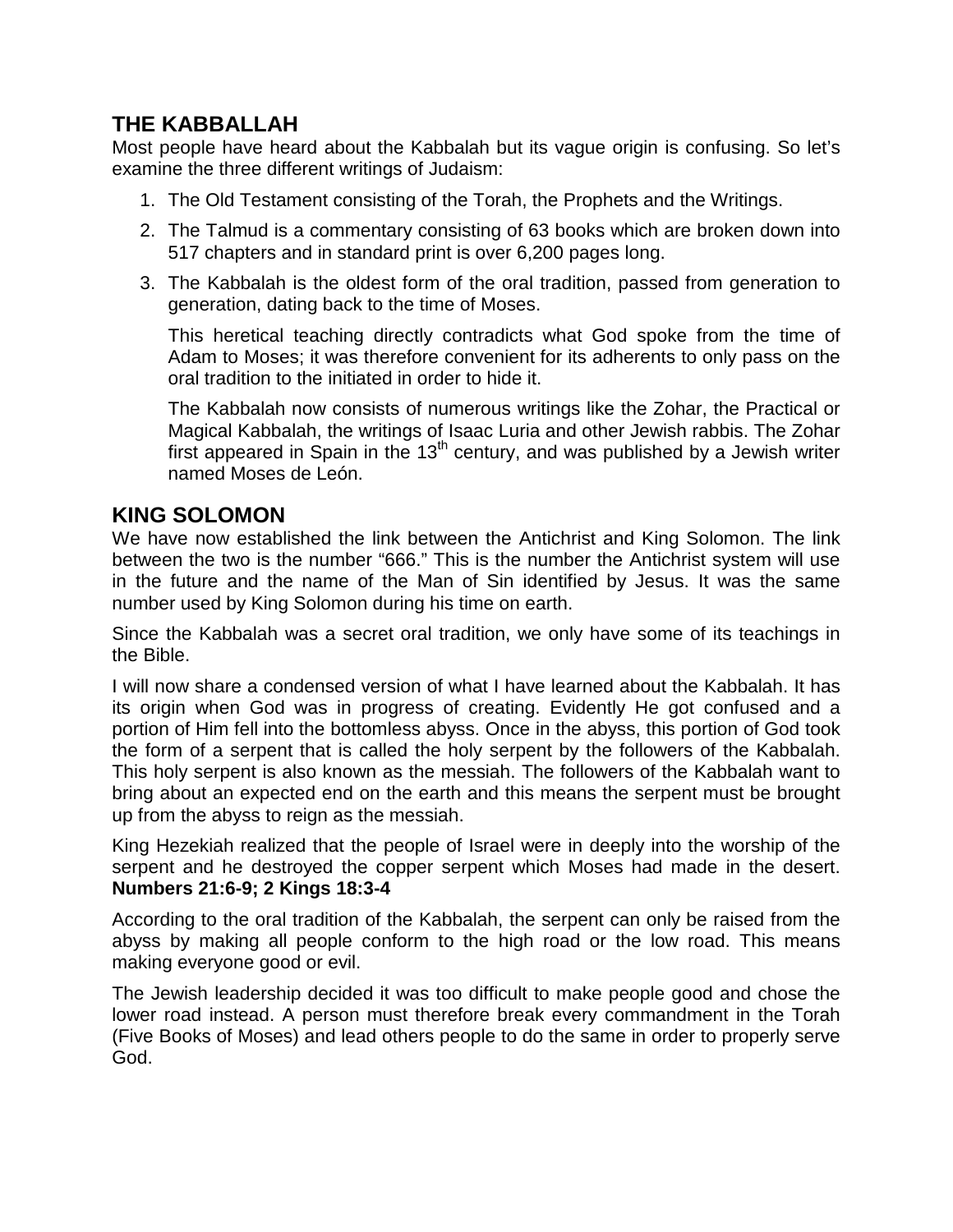## THE KABBALLAH

Most people have heard about the Kabbalah but its vague origin is confusing. So let's examine the three different writings of Judaism:

1. The Old Testament consisting of the Torah, the Prophets and the Writings.
2. The Talmud is a commentary consisting of 63 books which are broken down into 517 chapters and in standard print is over 6,200 pages long.
3. The Kabbalah is the oldest form of the oral tradition, passed from generation to generation, dating back to the time of Moses.

   This heretical teaching directly contradicts what God spoke from the time of Adam to Moses; it was therefore convenient for its adherents to only pass on the oral tradition to the initiated in order to hide it.

   The Kabbalah now consists of numerous writings like the Zohar, the Practical or Magical Kabbalah, the writings of Isaac Luria and other Jewish rabbis. The Zohar first appeared in Spain in the 13th century, and was published by a Jewish writer named Moses de León.

## KING SOLOMON

We have now established the link between the Antichrist and King Solomon. The link between the two is the number "666." This is the number the Antichrist system will use in the future and the name of the Man of Sin identified by Jesus. It was the same number used by King Solomon during his time on earth.

Since the Kabbalah was a secret oral tradition, we only have some of its teachings in the Bible.

I will now share a condensed version of what I have learned about the Kabbalah. It has its origin when God was in progress of creating. Evidently He got confused and a portion of Him fell into the bottomless abyss. Once in the abyss, this portion of God took the form of a serpent that is called the holy serpent by the followers of the Kabbalah. This holy serpent is also known as the messiah. The followers of the Kabbalah want to bring about an expected end on the earth and this means the serpent must be brought up from the abyss to reign as the messiah.

King Hezekiah realized that the people of Israel were in deeply into the worship of the serpent and he destroyed the copper serpent which Moses had made in the desert. **Numbers 21:6-9; 2 Kings 18:3-4**

According to the oral tradition of the Kabbalah, the serpent can only be raised from the abyss by making all people conform to the high road or the low road. This means making everyone good or evil.

The Jewish leadership decided it was too difficult to make people good and chose the lower road instead. A person must therefore break every commandment in the Torah (Five Books of Moses) and lead others people to do the same in order to properly serve God.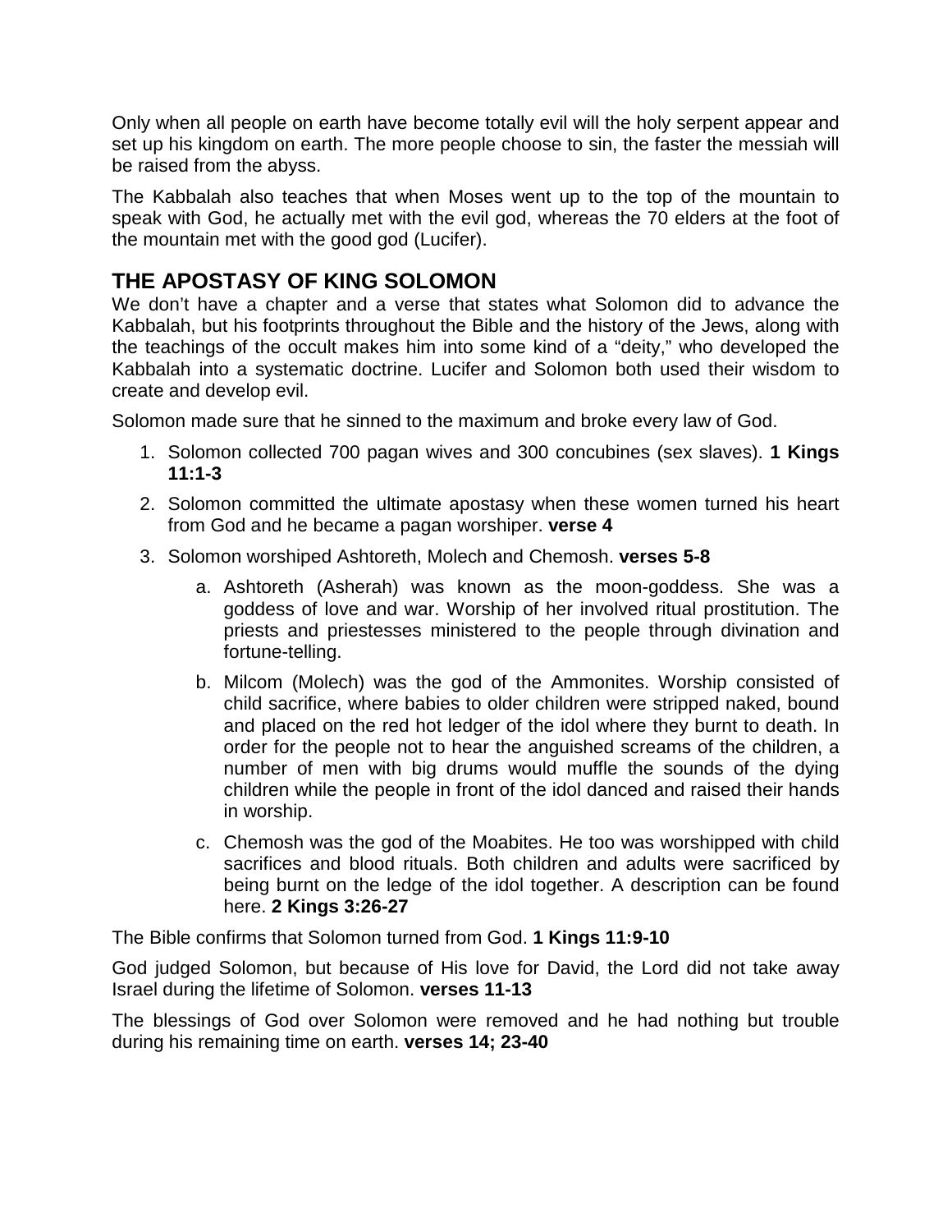Only when all people on earth have become totally evil will the holy serpent appear and set up his kingdom on earth. The more people choose to sin, the faster the messiah will be raised from the abyss.

The Kabbalah also teaches that when Moses went up to the top of the mountain to speak with God, he actually met with the evil god, whereas the 70 elders at the foot of the mountain met with the good god (Lucifer).

## THE APOSTASY OF KING SOLOMON

We don't have a chapter and a verse that states what Solomon did to advance the Kabbalah, but his footprints throughout the Bible and the history of the Jews, along with the teachings of the occult makes him into some kind of a "deity," who developed the Kabbalah into a systematic doctrine. Lucifer and Solomon both used their wisdom to create and develop evil.

Solomon made sure that he sinned to the maximum and broke every law of God.

1. Solomon collected 700 pagan wives and 300 concubines (sex slaves). **1 Kings 11:1-3**
2. Solomon committed the ultimate apostasy when these women turned his heart from God and he became a pagan worshiper. **verse 4**
3. Solomon worshiped Ashtoreth, Molech and Chemosh. **verses 5-8**
    a. Ashtoreth (Asherah) was known as the moon-goddess. She was a goddess of love and war. Worship of her involved ritual prostitution. The priests and priestesses ministered to the people through divination and fortune-telling.
    b. Milcom (Molech) was the god of the Ammonites. Worship consisted of child sacrifice, where babies to older children were stripped naked, bound and placed on the red hot ledger of the idol where they burnt to death. In order for the people not to hear the anguished screams of the children, a number of men with big drums would muffle the sounds of the dying children while the people in front of the idol danced and raised their hands in worship.
    c. Chemosh was the god of the Moabites. He too was worshipped with child sacrifices and blood rituals. Both children and adults were sacrificed by being burnt on the ledge of the idol together. A description can be found here. **2 Kings 3:26-27**

The Bible confirms that Solomon turned from God. **1 Kings 11:9-10**

God judged Solomon, but because of His love for David, the Lord did not take away Israel during the lifetime of Solomon. **verses 11-13**

The blessings of God over Solomon were removed and he had nothing but trouble during his remaining time on earth. **verses 14; 23-40**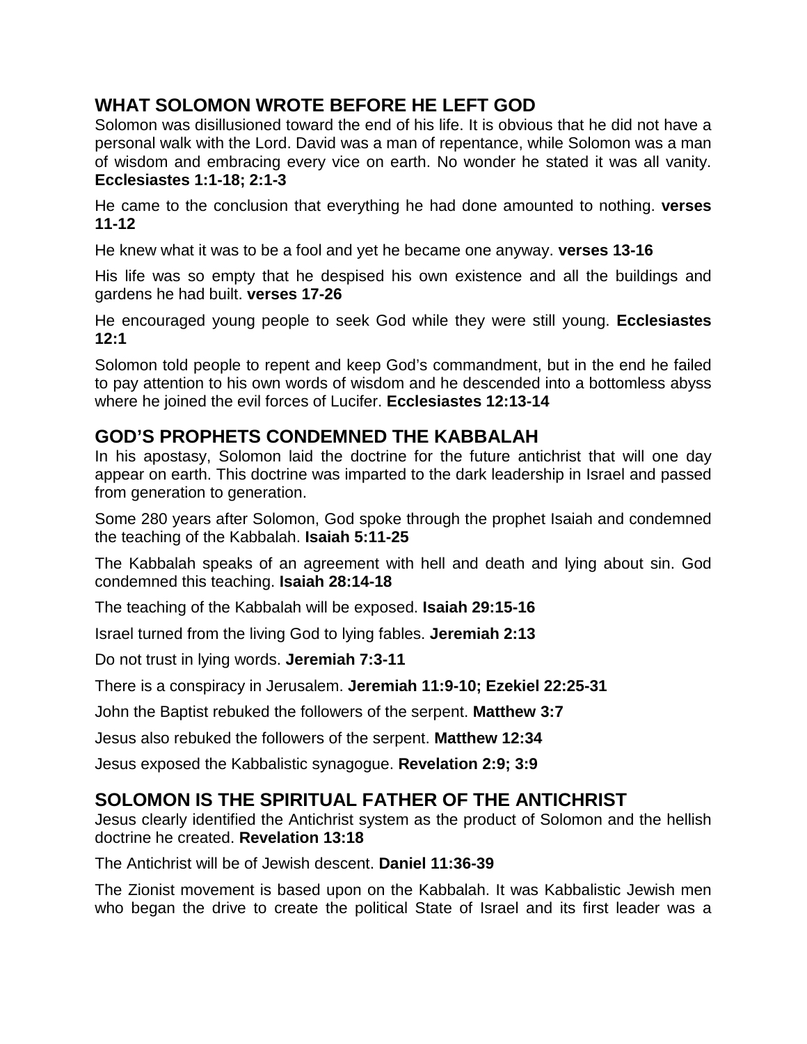## WHAT SOLOMON WROTE BEFORE HE LEFT GOD

Solomon was disillusioned toward the end of his life. It is obvious that he did not have a personal walk with the Lord. David was a man of repentance, while Solomon was a man of wisdom and embracing every vice on earth. No wonder he stated it was all vanity. **Ecclesiastes 1:1-18; 2:1-3**

He came to the conclusion that everything he had done amounted to nothing. **verses 11-12**

He knew what it was to be a fool and yet he became one anyway. **verses 13-16**

His life was so empty that he despised his own existence and all the buildings and gardens he had built. **verses 17-26**

He encouraged young people to seek God while they were still young. **Ecclesiastes 12:1**

Solomon told people to repent and keep God's commandment, but in the end he failed to pay attention to his own words of wisdom and he descended into a bottomless abyss where he joined the evil forces of Lucifer. **Ecclesiastes 12:13-14**

## GOD'S PROPHETS CONDEMNED THE KABBALAH

In his apostasy, Solomon laid the doctrine for the future antichrist that will one day appear on earth. This doctrine was imparted to the dark leadership in Israel and passed from generation to generation.

Some 280 years after Solomon, God spoke through the prophet Isaiah and condemned the teaching of the Kabbalah. **Isaiah 5:11-25**

The Kabbalah speaks of an agreement with hell and death and lying about sin. God condemned this teaching. **Isaiah 28:14-18**

The teaching of the Kabbalah will be exposed. **Isaiah 29:15-16**

Israel turned from the living God to lying fables. **Jeremiah 2:13**

Do not trust in lying words. **Jeremiah 7:3-11**

There is a conspiracy in Jerusalem. **Jeremiah 11:9-10; Ezekiel 22:25-31**

John the Baptist rebuked the followers of the serpent. **Matthew 3:7**

Jesus also rebuked the followers of the serpent. **Matthew 12:34**

Jesus exposed the Kabbalistic synagogue. **Revelation 2:9; 3:9**

## SOLOMON IS THE SPIRITUAL FATHER OF THE ANTICHRIST

Jesus clearly identified the Antichrist system as the product of Solomon and the hellish doctrine he created. **Revelation 13:18**

The Antichrist will be of Jewish descent. **Daniel 11:36-39**

The Zionist movement is based upon on the Kabbalah. It was Kabbalistic Jewish men who began the drive to create the political State of Israel and its first leader was a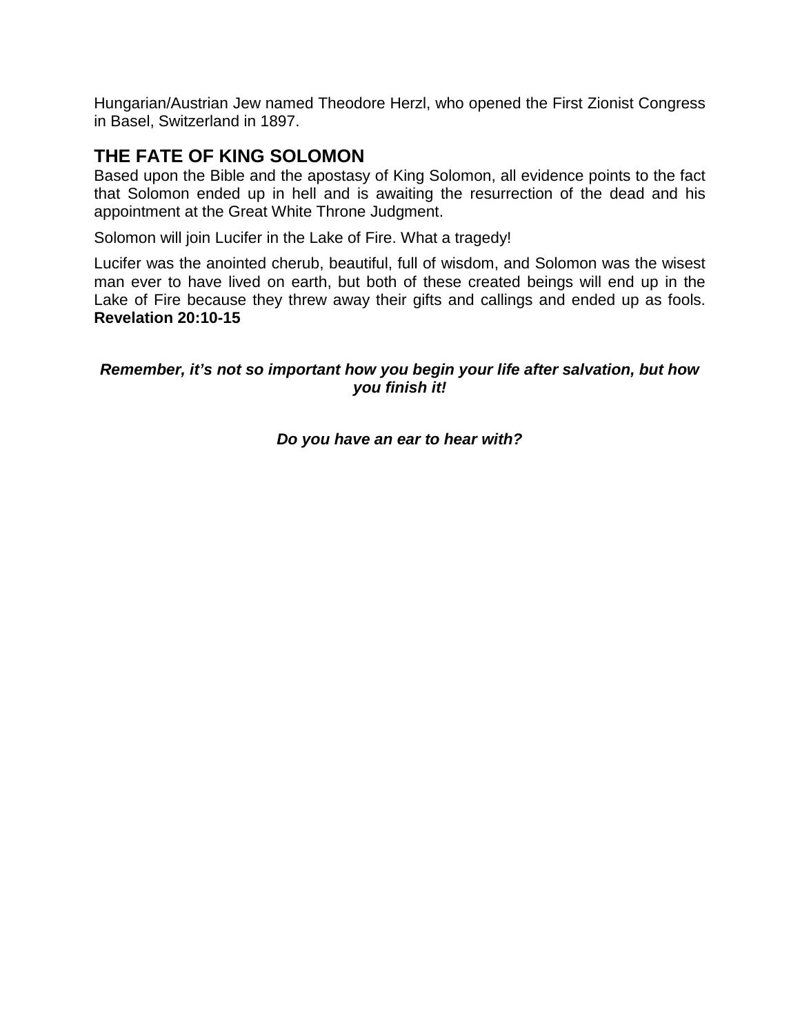Hungarian/Austrian Jew named Theodore Herzl, who opened the First Zionist Congress in Basel, Switzerland in 1897.

## THE FATE OF KING SOLOMON

Based upon the Bible and the apostasy of King Solomon, all evidence points to the fact that Solomon ended up in hell and is awaiting the resurrection of the dead and his appointment at the Great White Throne Judgment.

Solomon will join Lucifer in the Lake of Fire. What a tragedy!

Lucifer was the anointed cherub, beautiful, full of wisdom, and Solomon was the wisest man ever to have lived on earth, but both of these created beings will end up in the Lake of Fire because they threw away their gifts and callings and ended up as fools. **Revelation 20:10-15**

***Remember, it's not so important how you begin your life after salvation, but how you finish it!***

***Do you have an ear to hear with?***